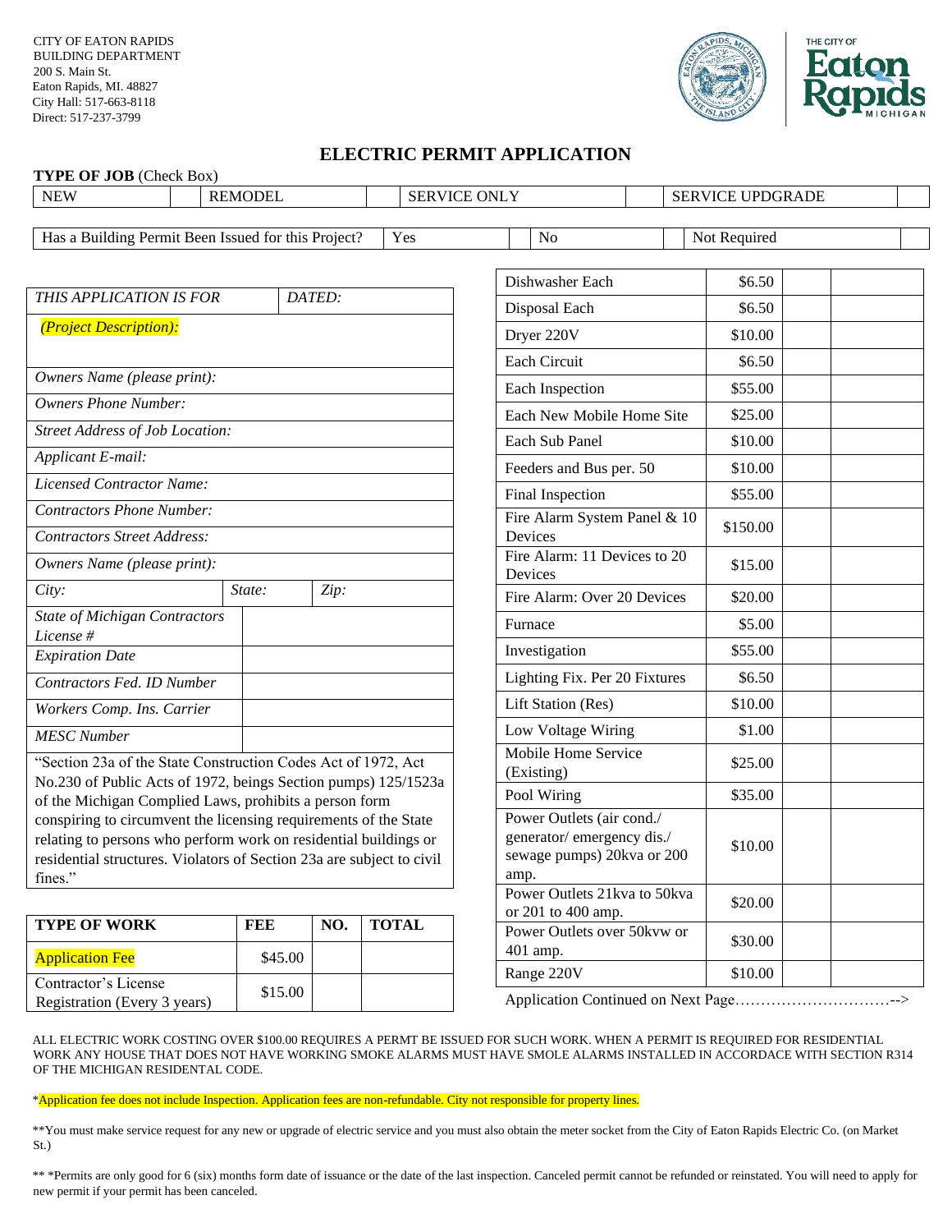CITY OF EATON RAPIDS
BUILDING DEPARTMENT
200 S. Main St.
Eaton Rapids, MI. 48827
City Hall: 517-663-8118
Direct: 517-237-3799

THE CITY OF Eaton Rapids MICHIGAN

# ELECTRIC PERMIT APPLICATION

**TYPE OF JOB** (Check Box)

| NEW | | REMODEL | | SERVICE ONLY | | SERVICE UPDGRADE | |
|---|---|---|---|---|---|---|---|

| Has a Building Permit Been Issued for this Project? | Yes | | No | | Not Required | |
|---|---|---|---|---|---|---|

| *THIS APPLICATION IS FOR* | | *DATED:* |
|---|---|---|
| *(Project Description):* | | |
| *Owners Name (please print):* | | |
| *Owners Phone Number:* | | |
| *Street Address of Job Location:* | | |
| *Applicant E-mail:* | | |
| *Licensed Contractor Name:* | | |
| *Contractors Phone Number:* | | |
| *Contractors Street Address:* | | |
| *Owners Name (please print):* | | |
| *City:* | *State:* | *Zip:* |
| *State of Michigan Contractors License #* | | |
| *Expiration Date* | | |
| *Contractors Fed. ID Number* | | |
| *Workers Comp. Ins. Carrier* | | |
| *MESC Number* | | |

"Section 23a of the State Construction Codes Act of 1972, Act No.230 of Public Acts of 1972, beings Section pumps) 125/1523a of the Michigan Complied Laws, prohibits a person form conspiring to circumvent the licensing requirements of the State relating to persons who perform work on residential buildings or residential structures. Violators of Section 23a are subject to civil fines."

| TYPE OF WORK | FEE | NO. | TOTAL |
|---|---|---|---|
| Application Fee | $45.00 | | |
| Contractor's License Registration (Every 3 years) | $15.00 | | |

| | | | |
|---|---|---|---|
| Dishwasher Each | $6.50 | | |
| Disposal Each | $6.50 | | |
| Dryer 220V | $10.00 | | |
| Each Circuit | $6.50 | | |
| Each Inspection | $55.00 | | |
| Each New Mobile Home Site | $25.00 | | |
| Each Sub Panel | $10.00 | | |
| Feeders and Bus per. 50 | $10.00 | | |
| Final Inspection | $55.00 | | |
| Fire Alarm System Panel & 10 Devices | $150.00 | | |
| Fire Alarm: 11 Devices to 20 Devices | $15.00 | | |
| Fire Alarm: Over 20 Devices | $20.00 | | |
| Furnace | $5.00 | | |
| Investigation | $55.00 | | |
| Lighting Fix. Per 20 Fixtures | $6.50 | | |
| Lift Station (Res) | $10.00 | | |
| Low Voltage Wiring | $1.00 | | |
| Mobile Home Service (Existing) | $25.00 | | |
| Pool Wiring | $35.00 | | |
| Power Outlets (air cond./ generator/ emergency dis./ sewage pumps) 20kva or 200 amp. | $10.00 | | |
| Power Outlets 21kva to 50kva or 201 to 400 amp. | $20.00 | | |
| Power Outlets over 50kvw or 401 amp. | $30.00 | | |
| Range 220V | $10.00 | | |

Application Continued on Next Page…………………………-->

ALL ELECTRIC WORK COSTING OVER $100.00 REQUIRES A PERMT BE ISSUED FOR SUCH WORK. WHEN A PERMIT IS REQUIRED FOR RESIDENTIAL WORK ANY HOUSE THAT DOES NOT HAVE WORKING SMOKE ALARMS MUST HAVE SMOLE ALARMS INSTALLED IN ACCORDACE WITH SECTION R314 OF THE MICHIGAN RESIDENTAL CODE.

*Application fee does not include Inspection. Application fees are non-refundable. City not responsible for property lines.

**You must make service request for any new or upgrade of electric service and you must also obtain the meter socket from the City of Eaton Rapids Electric Co. (on Market St.)

** *Permits are only good for 6 (six) months form date of issuance or the date of the last inspection. Canceled permit cannot be refunded or reinstated. You will need to apply for new permit if your permit has been canceled.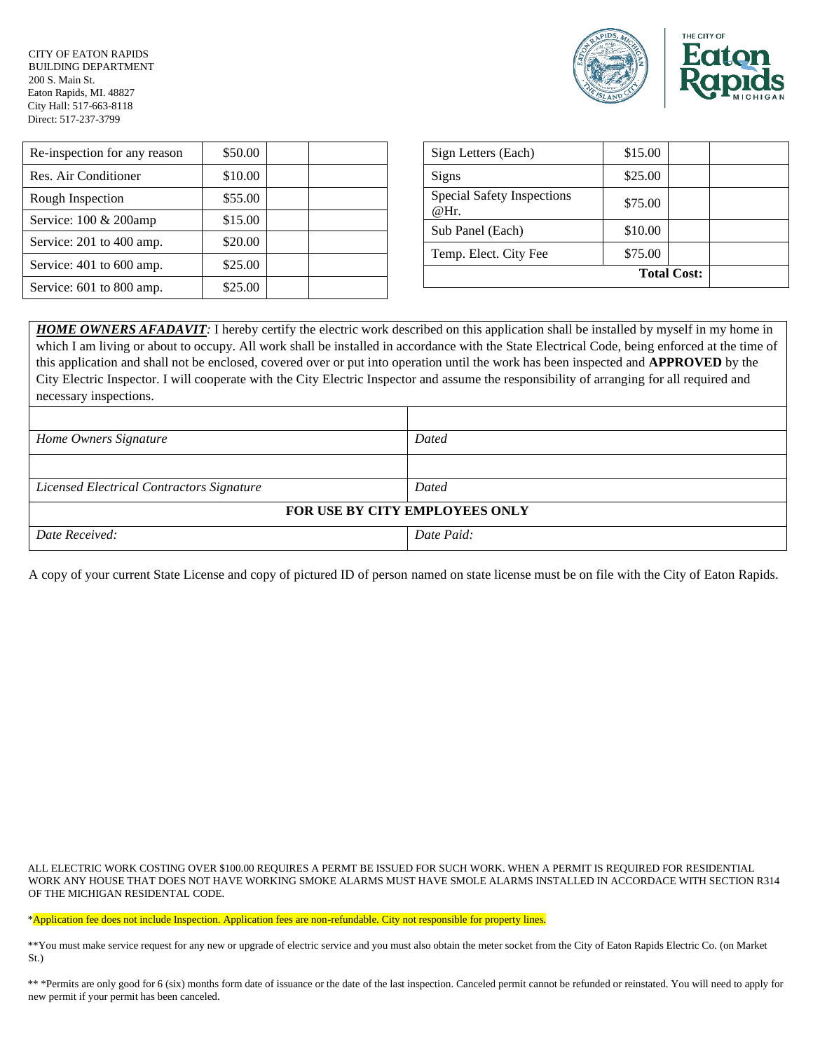CITY OF EATON RAPIDS
BUILDING DEPARTMENT
200 S. Main St.
Eaton Rapids, MI. 48827
City Hall: 517-663-8118
Direct: 517-237-3799

THE CITY OF Eaton Rapids MICHIGAN

| | | | |
|---|---|---|---|
| Re-inspection for any reason | $50.00 | | |
| Res. Air Conditioner | $10.00 | | |
| Rough Inspection | $55.00 | | |
| Service: 100 & 200amp | $15.00 | | |
| Service: 201 to 400 amp. | $20.00 | | |
| Service: 401 to 600 amp. | $25.00 | | |
| Service: 601 to 800 amp. | $25.00 | | |

| | | | |
|---|---|---|---|
| Sign Letters (Each) | $15.00 | | |
| Signs | $25.00 | | |
| Special Safety Inspections @Hr. | $75.00 | | |
| Sub Panel (Each) | $10.00 | | |
| Temp. Elect. City Fee | $75.00 | | |
| | | **Total Cost:** | |

***HOME OWNERS AFADAVIT****:* I hereby certify the electric work described on this application shall be installed by myself in my home in which I am living or about to occupy. All work shall be installed in accordance with the State Electrical Code, being enforced at the time of this application and shall not be enclosed, covered over or put into operation until the work has been inspected and **APPROVED** by the City Electric Inspector. I will cooperate with the City Electric Inspector and assume the responsibility of arranging for all required and necessary inspections.

| | |
|---|---|
| | |
| *Home Owners Signature* | *Dated* |
| | |
| *Licensed Electrical Contractors Signature* | *Dated* |
| **FOR USE BY CITY EMPLOYEES ONLY** | |
| *Date Received:* | *Date Paid:* |

A copy of your current State License and copy of pictured ID of person named on state license must be on file with the City of Eaton Rapids.

ALL ELECTRIC WORK COSTING OVER $100.00 REQUIRES A PERMT BE ISSUED FOR SUCH WORK. WHEN A PERMIT IS REQUIRED FOR RESIDENTIAL WORK ANY HOUSE THAT DOES NOT HAVE WORKING SMOKE ALARMS MUST HAVE SMOLE ALARMS INSTALLED IN ACCORDACE WITH SECTION R314 OF THE MICHIGAN RESIDENTAL CODE.

*Application fee does not include Inspection. Application fees are non-refundable. City not responsible for property lines.

**You must make service request for any new or upgrade of electric service and you must also obtain the meter socket from the City of Eaton Rapids Electric Co. (on Market St.)

** *Permits are only good for 6 (six) months form date of issuance or the date of the last inspection. Canceled permit cannot be refunded or reinstated. You will need to apply for new permit if your permit has been canceled.